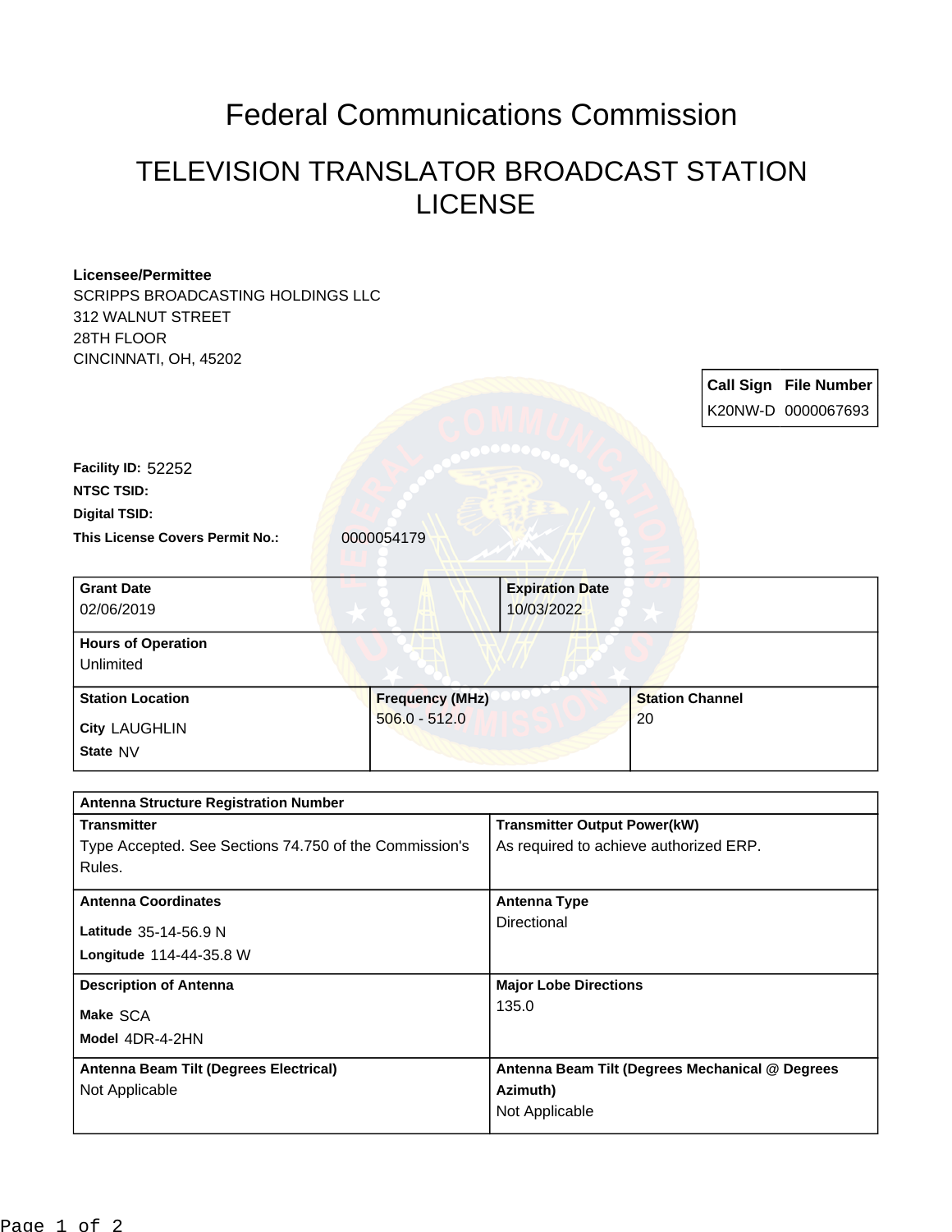# Federal Communications Commission

## TELEVISION TRANSLATOR BROADCAST STATION LICENSE

**Licensee/Permittee**
SCRIPPS BROADCASTING HOLDINGS LLC
312 WALNUT STREET
28TH FLOOR
CINCINNATI, OH, 45202

| Call Sign | File Number |
|---|---|
| K20NW-D | 0000067693 |

**Facility ID:** 52252
**NTSC TSID:**
**Digital TSID:**
**This License Covers Permit No.:** 0000054179

| Grant Date | Expiration Date |
|---|---|
| 02/06/2019 | 10/03/2022 |

**Hours of Operation**
Unlimited

| Station Location | Frequency (MHz) | Station Channel |
|---|---|---|
| City LAUGHLIN<br>State NV | 506.0 - 512.0 | 20 |

**Antenna Structure Registration Number**

| Transmitter | Transmitter Output Power(kW) |
|---|---|
| Type Accepted. See Sections 74.750 of the Commission's Rules. | As required to achieve authorized ERP. |

| Antenna Coordinates | Antenna Type |
|---|---|
| Latitude 35-14-56.9 N<br>Longitude 114-44-35.8 W | Directional |

| Description of Antenna | Major Lobe Directions |
|---|---|
| Make SCA<br>Model 4DR-4-2HN | 135.0 |

| Antenna Beam Tilt (Degrees Electrical) | Antenna Beam Tilt (Degrees Mechanical @ Degrees Azimuth) |
|---|---|
| Not Applicable | Not Applicable |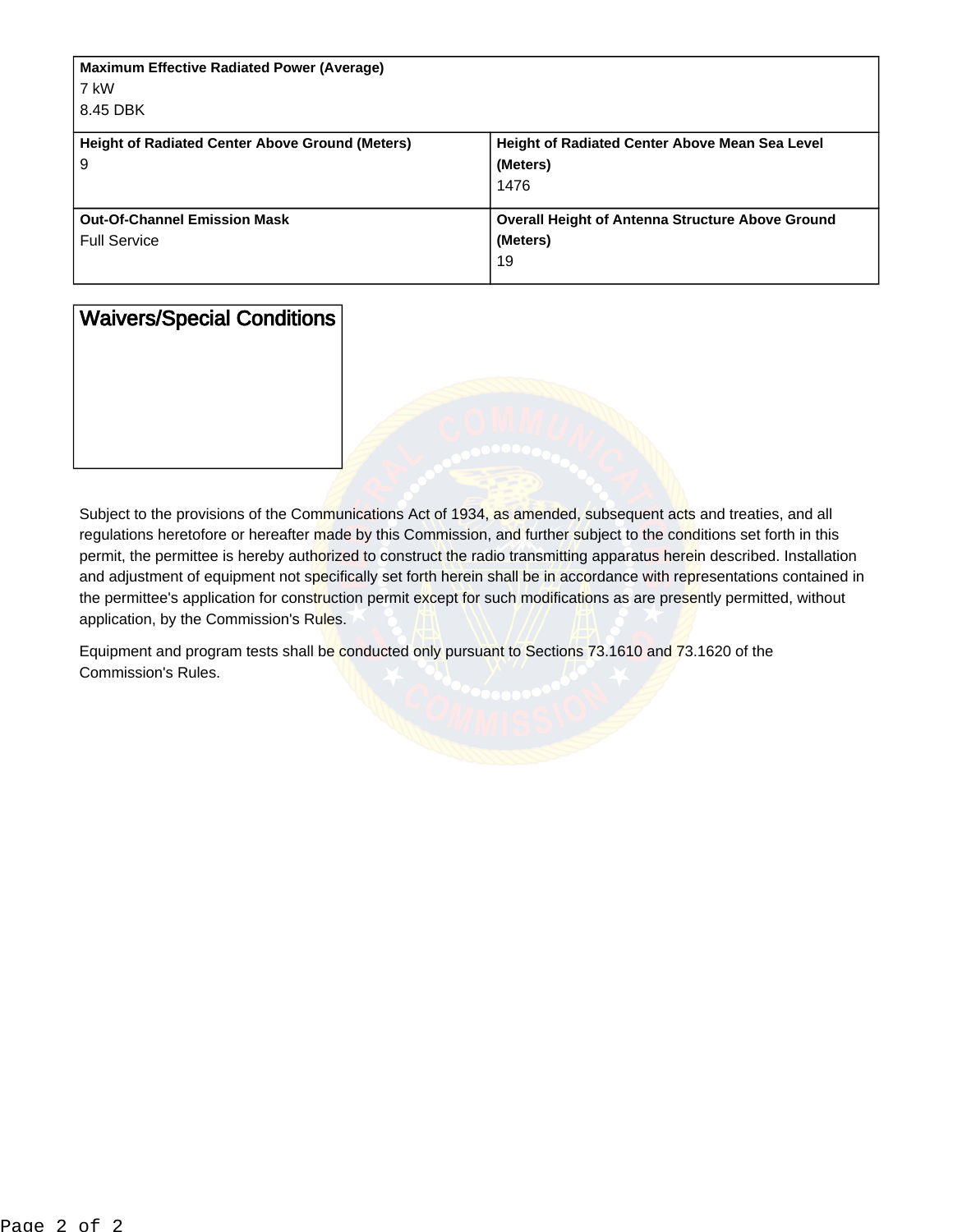| | |
|---|---|
| **Maximum Effective Radiated Power (Average)**<br>7 kW<br>8.45 DBK | |
| **Height of Radiated Center Above Ground (Meters)**<br>9 | **Height of Radiated Center Above Mean Sea Level (Meters)**<br>1476 |
| **Out-Of-Channel Emission Mask**<br>Full Service | **Overall Height of Antenna Structure Above Ground (Meters)**<br>19 |

## Waivers/Special Conditions

Subject to the provisions of the Communications Act of 1934, as amended, subsequent acts and treaties, and all regulations heretofore or hereafter made by this Commission, and further subject to the conditions set forth in this permit, the permittee is hereby authorized to construct the radio transmitting apparatus herein described. Installation and adjustment of equipment not specifically set forth herein shall be in accordance with representations contained in the permittee's application for construction permit except for such modifications as are presently permitted, without application, by the Commission's Rules.

Equipment and program tests shall be conducted only pursuant to Sections 73.1610 and 73.1620 of the Commission's Rules.